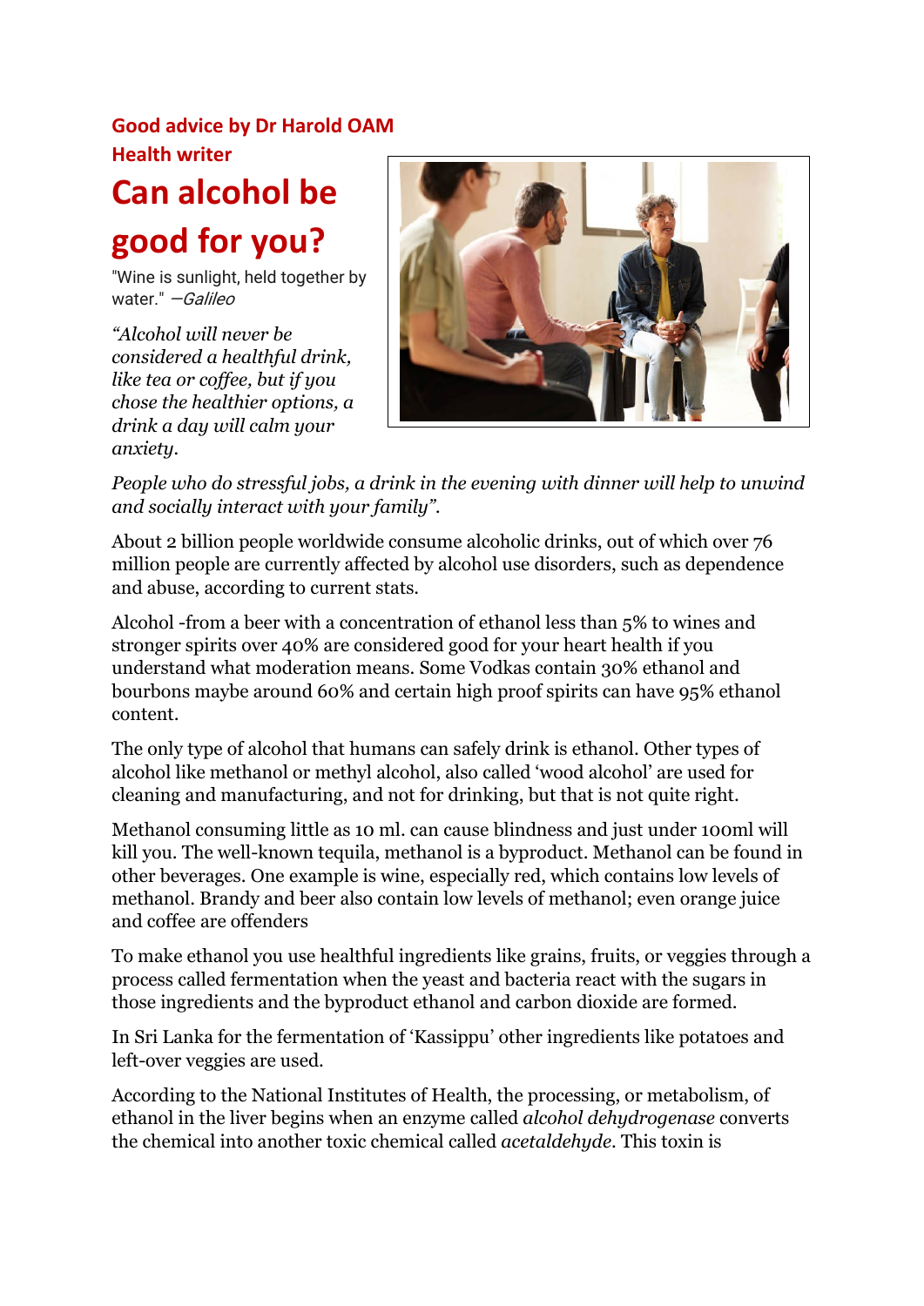**Good advice by Dr Harold OAM**
**Health writer**

# Can alcohol be good for you?

"Wine is sunlight, held together by water." —*Galileo*

*"Alcohol will never be considered a healthful drink, like tea or coffee, but if you chose the healthier options, a drink a day will calm your anxiety.*

*People who do stressful jobs, a drink in the evening with dinner will help to unwind and socially interact with your family".*

About 2 billion people worldwide consume alcoholic drinks, out of which over 76 million people are currently affected by alcohol use disorders, such as dependence and abuse, according to current stats.

Alcohol -from a beer with a concentration of ethanol less than 5% to wines and stronger spirits over 40% are considered good for your heart health if you understand what moderation means. Some Vodkas contain 30% ethanol and bourbons maybe around 60% and certain high proof spirits can have 95% ethanol content.

The only type of alcohol that humans can safely drink is ethanol. Other types of alcohol like methanol or methyl alcohol, also called 'wood alcohol' are used for cleaning and manufacturing, and not for drinking, but that is not quite right.

Methanol consuming little as 10 ml. can cause blindness and just under 100ml will kill you. The well-known tequila, methanol is a byproduct. Methanol can be found in other beverages. One example is wine, especially red, which contains low levels of methanol. Brandy and beer also contain low levels of methanol; even orange juice and coffee are offenders

To make ethanol you use healthful ingredients like grains, fruits, or veggies through a process called fermentation when the yeast and bacteria react with the sugars in those ingredients and the byproduct ethanol and carbon dioxide are formed.

In Sri Lanka for the fermentation of 'Kassippu' other ingredients like potatoes and left-over veggies are used.

According to the National Institutes of Health, the processing, or metabolism, of ethanol in the liver begins when an enzyme called *alcohol dehydrogenase* converts the chemical into another toxic chemical called *acetaldehyde*. This toxin is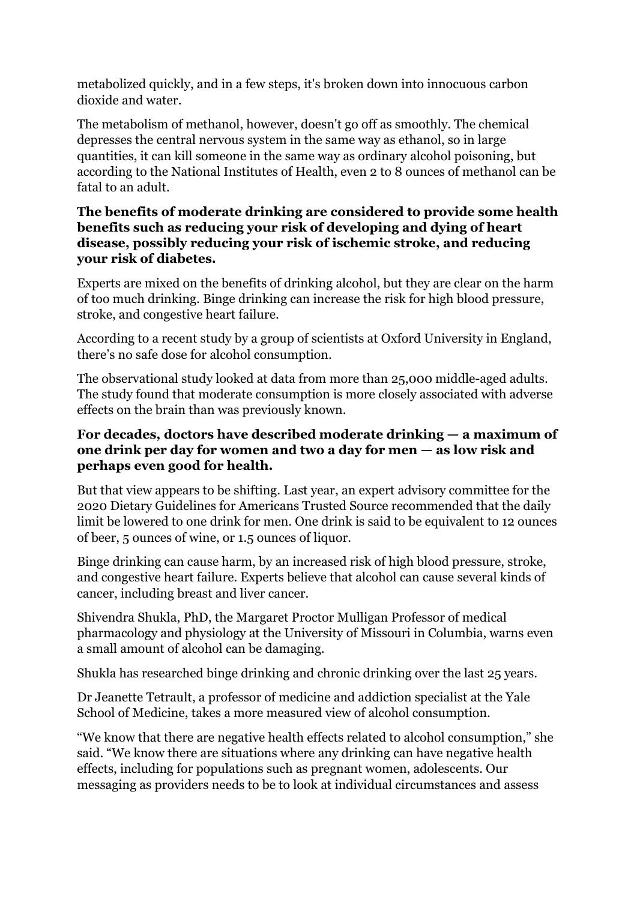metabolized quickly, and in a few steps, it's broken down into innocuous carbon dioxide and water.

The metabolism of methanol, however, doesn't go off as smoothly. The chemical depresses the central nervous system in the same way as ethanol, so in large quantities, it can kill someone in the same way as ordinary alcohol poisoning, but according to the National Institutes of Health, even 2 to 8 ounces of methanol can be fatal to an adult.

**The benefits of moderate drinking are considered to provide some health benefits such as reducing your risk of developing and dying of heart disease, possibly reducing your risk of ischemic stroke, and reducing your risk of diabetes.**

Experts are mixed on the benefits of drinking alcohol, but they are clear on the harm of too much drinking. Binge drinking can increase the risk for high blood pressure, stroke, and congestive heart failure.

According to a recent study by a group of scientists at Oxford University in England, there's no safe dose for alcohol consumption.

The observational study looked at data from more than 25,000 middle-aged adults. The study found that moderate consumption is more closely associated with adverse effects on the brain than was previously known.

**For decades, doctors have described moderate drinking — a maximum of one drink per day for women and two a day for men — as low risk and perhaps even good for health.**

But that view appears to be shifting. Last year, an expert advisory committee for the 2020 Dietary Guidelines for Americans Trusted Source recommended that the daily limit be lowered to one drink for men. One drink is said to be equivalent to 12 ounces of beer, 5 ounces of wine, or 1.5 ounces of liquor.

Binge drinking can cause harm, by an increased risk of high blood pressure, stroke, and congestive heart failure. Experts believe that alcohol can cause several kinds of cancer, including breast and liver cancer.

Shivendra Shukla, PhD, the Margaret Proctor Mulligan Professor of medical pharmacology and physiology at the University of Missouri in Columbia, warns even a small amount of alcohol can be damaging.

Shukla has researched binge drinking and chronic drinking over the last 25 years.

Dr Jeanette Tetrault, a professor of medicine and addiction specialist at the Yale School of Medicine, takes a more measured view of alcohol consumption.

"We know that there are negative health effects related to alcohol consumption," she said. "We know there are situations where any drinking can have negative health effects, including for populations such as pregnant women, adolescents. Our messaging as providers needs to be to look at individual circumstances and assess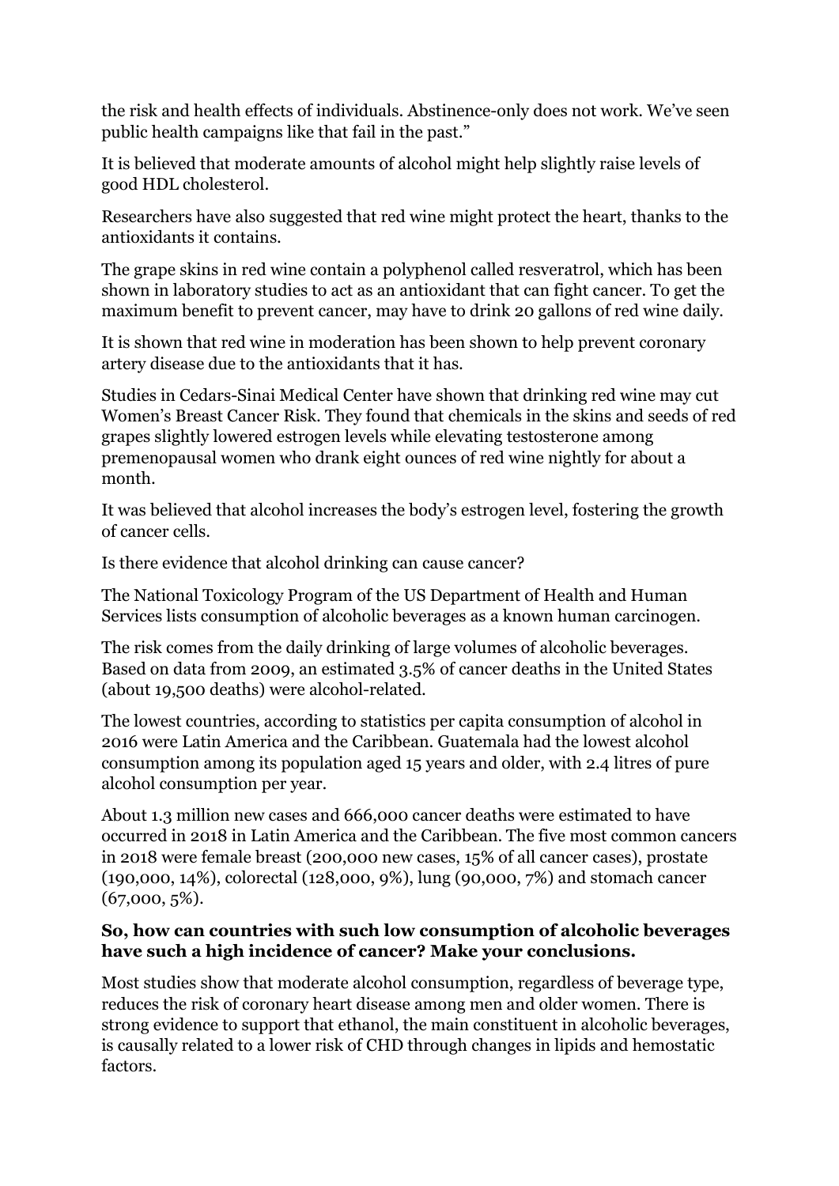the risk and health effects of individuals. Abstinence-only does not work. We've seen public health campaigns like that fail in the past."

It is believed that moderate amounts of alcohol might help slightly raise levels of good HDL cholesterol.

Researchers have also suggested that red wine might protect the heart, thanks to the antioxidants it contains.

The grape skins in red wine contain a polyphenol called resveratrol, which has been shown in laboratory studies to act as an antioxidant that can fight cancer. To get the maximum benefit to prevent cancer, may have to drink 20 gallons of red wine daily.

It is shown that red wine in moderation has been shown to help prevent coronary artery disease due to the antioxidants that it has.

Studies in Cedars-Sinai Medical Center have shown that drinking red wine may cut Women's Breast Cancer Risk. They found that chemicals in the skins and seeds of red grapes slightly lowered estrogen levels while elevating testosterone among premenopausal women who drank eight ounces of red wine nightly for about a month.

It was believed that alcohol increases the body's estrogen level, fostering the growth of cancer cells.

Is there evidence that alcohol drinking can cause cancer?

The National Toxicology Program of the US Department of Health and Human Services lists consumption of alcoholic beverages as a known human carcinogen.

The risk comes from the daily drinking of large volumes of alcoholic beverages. Based on data from 2009, an estimated 3.5% of cancer deaths in the United States (about 19,500 deaths) were alcohol-related.

The lowest countries, according to statistics per capita consumption of alcohol in 2016 were Latin America and the Caribbean. Guatemala had the lowest alcohol consumption among its population aged 15 years and older, with 2.4 litres of pure alcohol consumption per year.

About 1.3 million new cases and 666,000 cancer deaths were estimated to have occurred in 2018 in Latin America and the Caribbean. The five most common cancers in 2018 were female breast (200,000 new cases, 15% of all cancer cases), prostate (190,000, 14%), colorectal (128,000, 9%), lung (90,000, 7%) and stomach cancer (67,000, 5%).

**So, how can countries with such low consumption of alcoholic beverages have such a high incidence of cancer? Make your conclusions.**

Most studies show that moderate alcohol consumption, regardless of beverage type, reduces the risk of coronary heart disease among men and older women. There is strong evidence to support that ethanol, the main constituent in alcoholic beverages, is causally related to a lower risk of CHD through changes in lipids and hemostatic factors.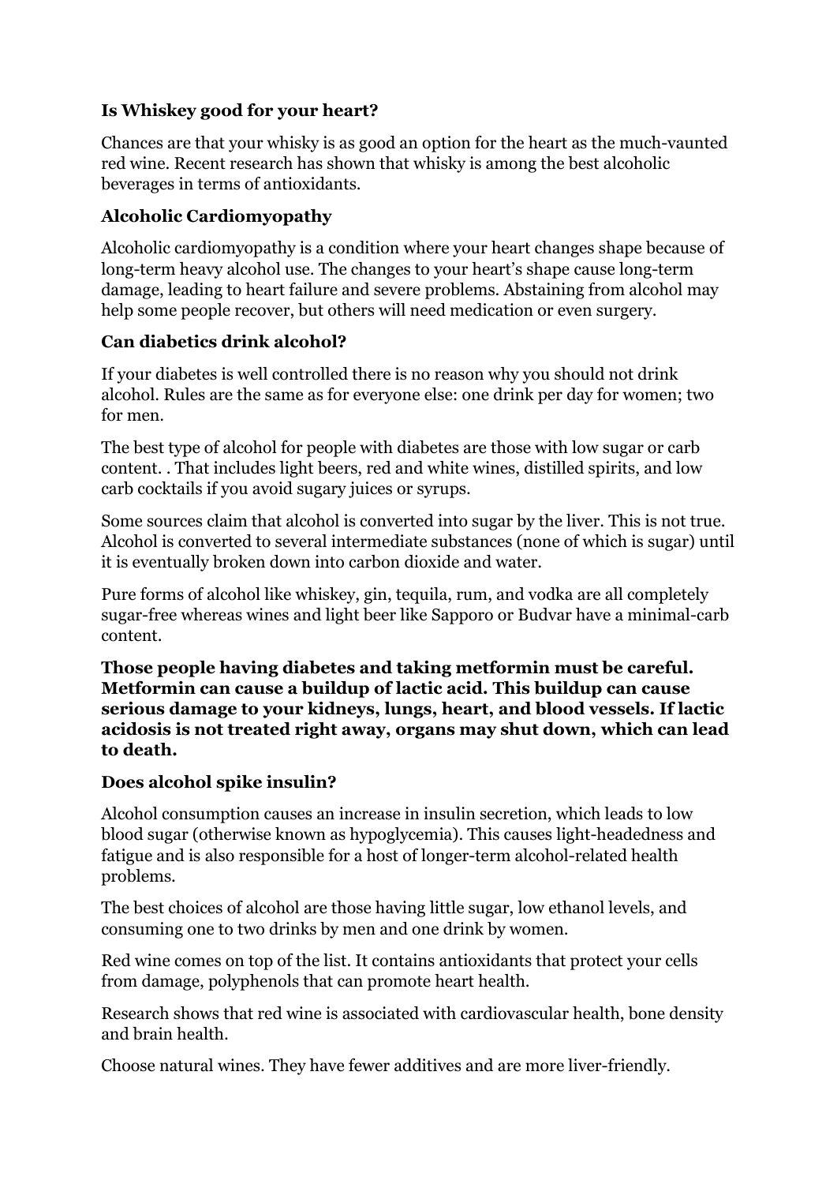**Is Whiskey good for your heart?**

Chances are that your whisky is as good an option for the heart as the much-vaunted red wine. Recent research has shown that whisky is among the best alcoholic beverages in terms of antioxidants.

**Alcoholic Cardiomyopathy**

Alcoholic cardiomyopathy is a condition where your heart changes shape because of long-term heavy alcohol use. The changes to your heart's shape cause long-term damage, leading to heart failure and severe problems. Abstaining from alcohol may help some people recover, but others will need medication or even surgery.

**Can diabetics drink alcohol?**

If your diabetes is well controlled there is no reason why you should not drink alcohol. Rules are the same as for everyone else: one drink per day for women; two for men.

The best type of alcohol for people with diabetes are those with low sugar or carb content. . That includes light beers, red and white wines, distilled spirits, and low carb cocktails if you avoid sugary juices or syrups.

Some sources claim that alcohol is converted into sugar by the liver. This is not true. Alcohol is converted to several intermediate substances (none of which is sugar) until it is eventually broken down into carbon dioxide and water.

Pure forms of alcohol like whiskey, gin, tequila, rum, and vodka are all completely sugar-free whereas wines and light beer like Sapporo or Budvar have a minimal-carb content.

**Those people having diabetes and taking metformin must be careful. Metformin can cause a buildup of lactic acid. This buildup can cause serious damage to your kidneys, lungs, heart, and blood vessels. If lactic acidosis is not treated right away, organs may shut down, which can lead to death.**

**Does alcohol spike insulin?**

Alcohol consumption causes an increase in insulin secretion, which leads to low blood sugar (otherwise known as hypoglycemia). This causes light-headedness and fatigue and is also responsible for a host of longer-term alcohol-related health problems.

The best choices of alcohol are those having little sugar, low ethanol levels, and consuming one to two drinks by men and one drink by women.

Red wine comes on top of the list. It contains antioxidants that protect your cells from damage, polyphenols that can promote heart health.

Research shows that red wine is associated with cardiovascular health, bone density and brain health.

Choose natural wines. They have fewer additives and are more liver-friendly.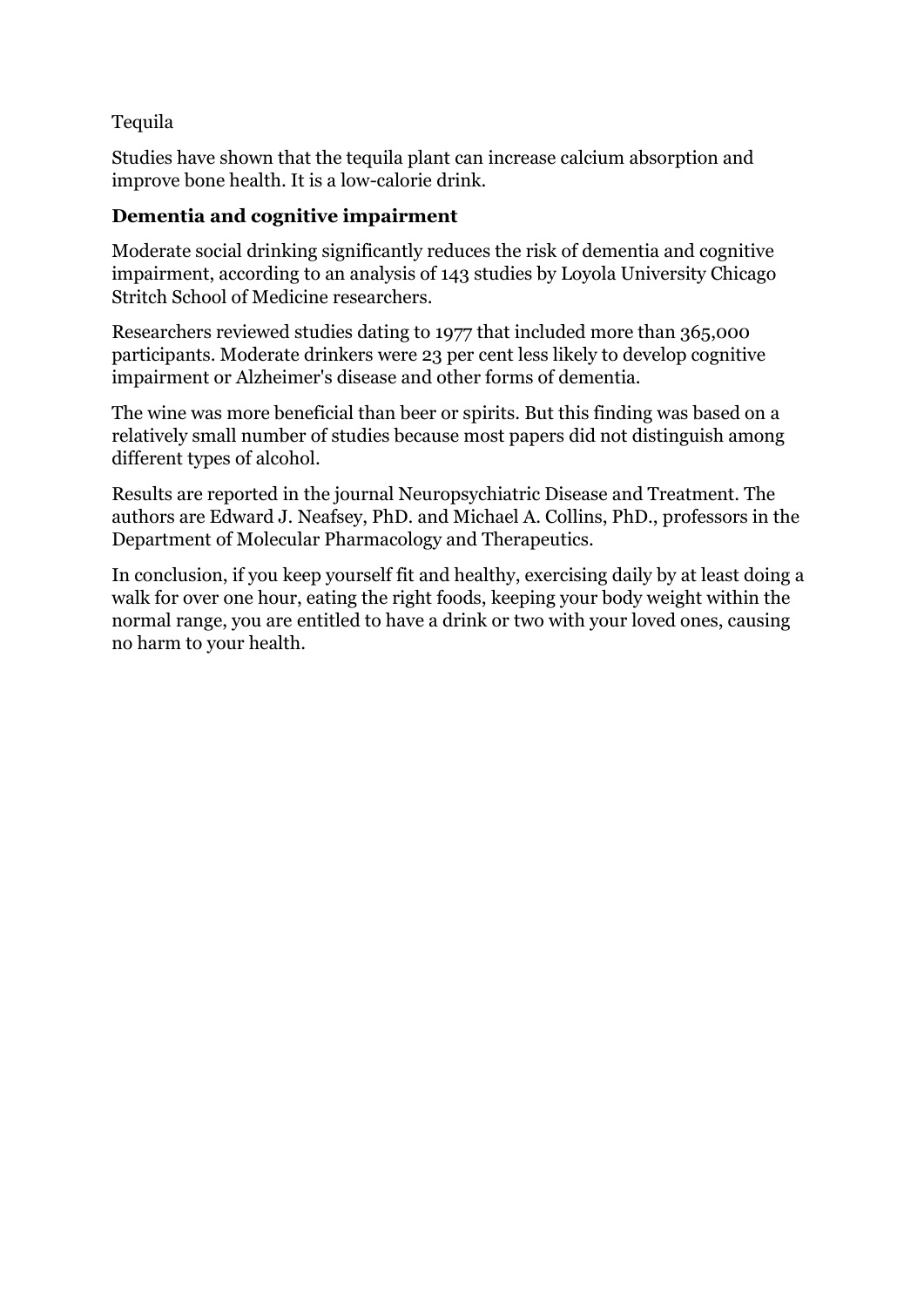Tequila

Studies have shown that the tequila plant can increase calcium absorption and improve bone health. It is a low-calorie drink.

## Dementia and cognitive impairment

Moderate social drinking significantly reduces the risk of dementia and cognitive impairment, according to an analysis of 143 studies by Loyola University Chicago Stritch School of Medicine researchers.

Researchers reviewed studies dating to 1977 that included more than 365,000 participants. Moderate drinkers were 23 per cent less likely to develop cognitive impairment or Alzheimer's disease and other forms of dementia.

The wine was more beneficial than beer or spirits. But this finding was based on a relatively small number of studies because most papers did not distinguish among different types of alcohol.

Results are reported in the journal Neuropsychiatric Disease and Treatment. The authors are Edward J. Neafsey, PhD. and Michael A. Collins, PhD., professors in the Department of Molecular Pharmacology and Therapeutics.

In conclusion, if you keep yourself fit and healthy, exercising daily by at least doing a walk for over one hour, eating the right foods, keeping your body weight within the normal range, you are entitled to have a drink or two with your loved ones, causing no harm to your health.